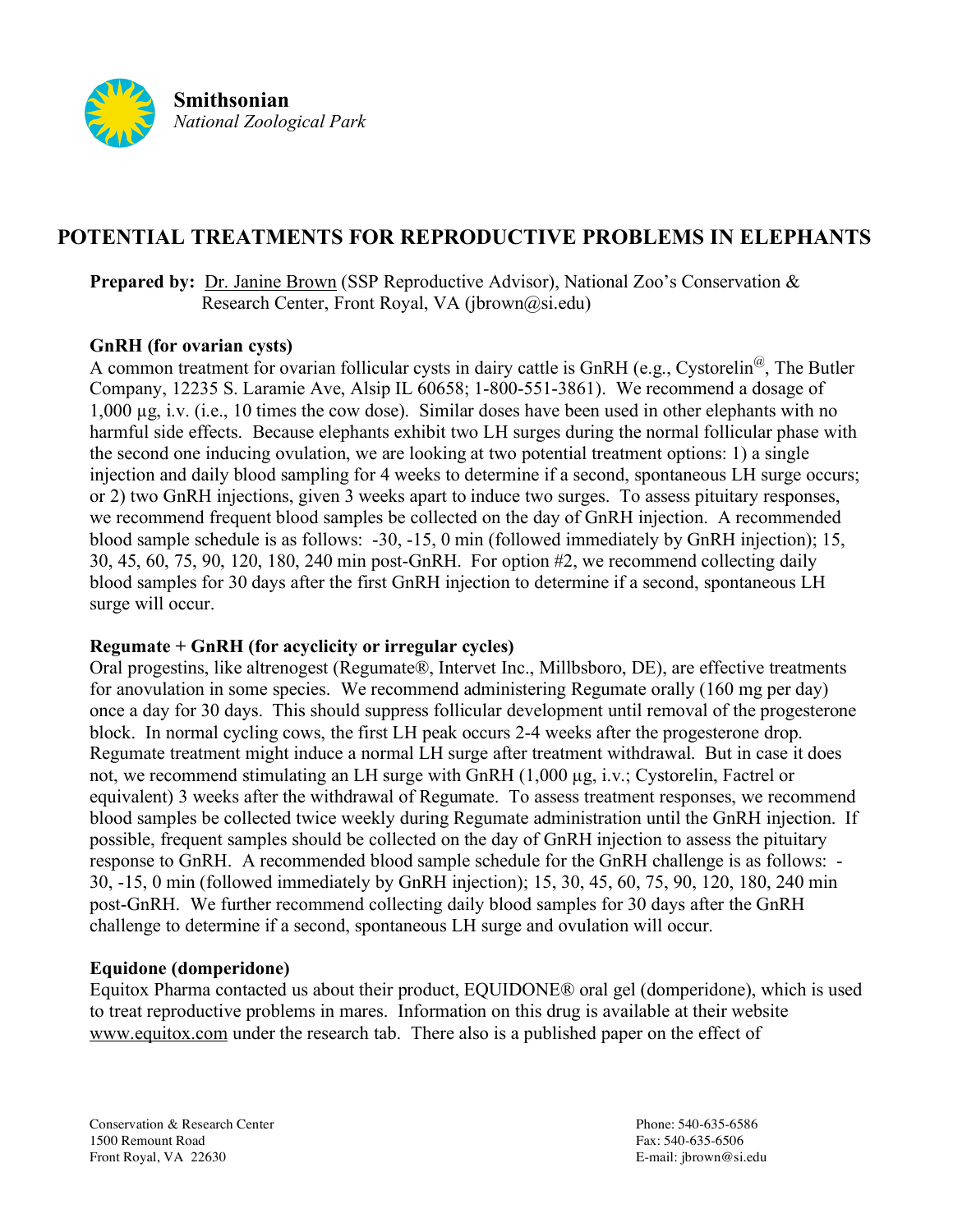**Smithsonian**
*National Zoological Park*

# POTENTIAL TREATMENTS FOR REPRODUCTIVE PROBLEMS IN ELEPHANTS

**Prepared by:** Dr. Janine Brown (SSP Reproductive Advisor), National Zoo's Conservation & Research Center, Front Royal, VA (jbrown@si.edu)

### GnRH (for ovarian cysts)

A common treatment for ovarian follicular cysts in dairy cattle is GnRH (e.g., Cystorelin@, The Butler Company, 12235 S. Laramie Ave, Alsip IL 60658; 1-800-551-3861). We recommend a dosage of 1,000 µg, i.v. (i.e., 10 times the cow dose). Similar doses have been used in other elephants with no harmful side effects. Because elephants exhibit two LH surges during the normal follicular phase with the second one inducing ovulation, we are looking at two potential treatment options: 1) a single injection and daily blood sampling for 4 weeks to determine if a second, spontaneous LH surge occurs; or 2) two GnRH injections, given 3 weeks apart to induce two surges. To assess pituitary responses, we recommend frequent blood samples be collected on the day of GnRH injection. A recommended blood sample schedule is as follows: -30, -15, 0 min (followed immediately by GnRH injection); 15, 30, 45, 60, 75, 90, 120, 180, 240 min post-GnRH. For option #2, we recommend collecting daily blood samples for 30 days after the first GnRH injection to determine if a second, spontaneous LH surge will occur.

### Regumate + GnRH (for acyclicity or irregular cycles)

Oral progestins, like altrenogest (Regumate®, Intervet Inc., Millbsboro, DE), are effective treatments for anovulation in some species. We recommend administering Regumate orally (160 mg per day) once a day for 30 days. This should suppress follicular development until removal of the progesterone block. In normal cycling cows, the first LH peak occurs 2-4 weeks after the progesterone drop. Regumate treatment might induce a normal LH surge after treatment withdrawal. But in case it does not, we recommend stimulating an LH surge with GnRH (1,000 µg, i.v.; Cystorelin, Factrel or equivalent) 3 weeks after the withdrawal of Regumate. To assess treatment responses, we recommend blood samples be collected twice weekly during Regumate administration until the GnRH injection. If possible, frequent samples should be collected on the day of GnRH injection to assess the pituitary response to GnRH. A recommended blood sample schedule for the GnRH challenge is as follows: -30, -15, 0 min (followed immediately by GnRH injection); 15, 30, 45, 60, 75, 90, 120, 180, 240 min post-GnRH. We further recommend collecting daily blood samples for 30 days after the GnRH challenge to determine if a second, spontaneous LH surge and ovulation will occur.

### Equidone (domperidone)

Equitox Pharma contacted us about their product, EQUIDONE® oral gel (domperidone), which is used to treat reproductive problems in mares. Information on this drug is available at their website www.equitox.com under the research tab. There also is a published paper on the effect of

Conservation & Research Center
1500 Remount Road
Front Royal, VA 22630

Phone: 540-635-6586
Fax: 540-635-6506
E-mail: jbrown@si.edu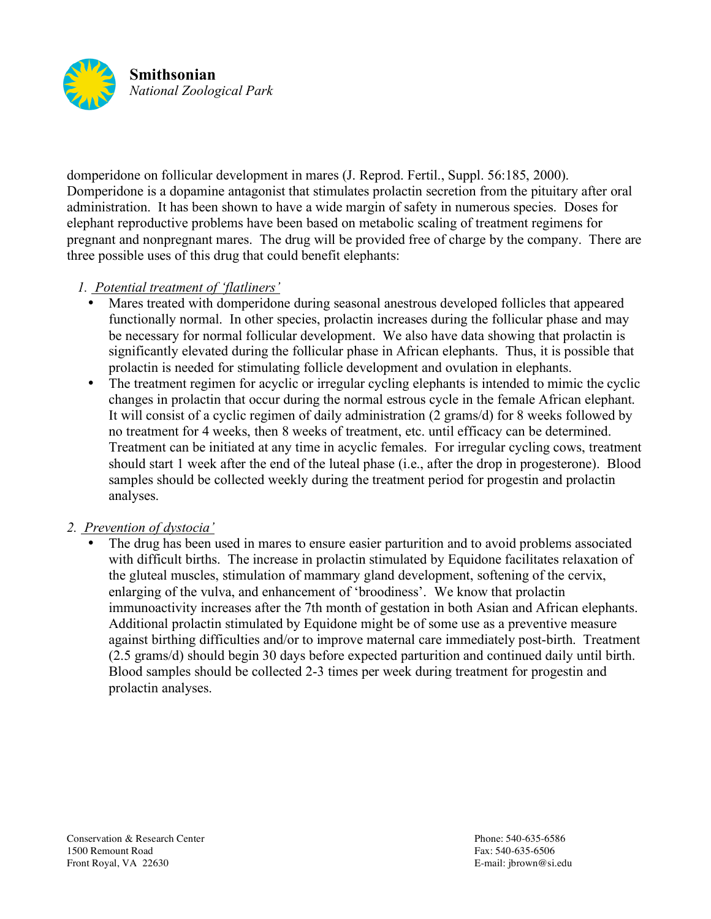domperidone on follicular development in mares (J. Reprod. Fertil., Suppl. 56:185, 2000). Domperidone is a dopamine antagonist that stimulates prolactin secretion from the pituitary after oral administration. It has been shown to have a wide margin of safety in numerous species. Doses for elephant reproductive problems have been based on metabolic scaling of treatment regimens for pregnant and nonpregnant mares. The drug will be provided free of charge by the company. There are three possible uses of this drug that could benefit elephants:

1. Potential treatment of 'flatliners'
   - Mares treated with domperidone during seasonal anestrous developed follicles that appeared functionally normal. In other species, prolactin increases during the follicular phase and may be necessary for normal follicular development. We also have data showing that prolactin is significantly elevated during the follicular phase in African elephants. Thus, it is possible that prolactin is needed for stimulating follicle development and ovulation in elephants.
   - The treatment regimen for acyclic or irregular cycling elephants is intended to mimic the cyclic changes in prolactin that occur during the normal estrous cycle in the female African elephant. It will consist of a cyclic regimen of daily administration (2 grams/d) for 8 weeks followed by no treatment for 4 weeks, then 8 weeks of treatment, etc. until efficacy can be determined. Treatment can be initiated at any time in acyclic females. For irregular cycling cows, treatment should start 1 week after the end of the luteal phase (i.e., after the drop in progesterone). Blood samples should be collected weekly during the treatment period for progestin and prolactin analyses.

2. Prevention of dystocia'
   - The drug has been used in mares to ensure easier parturition and to avoid problems associated with difficult births. The increase in prolactin stimulated by Equidone facilitates relaxation of the gluteal muscles, stimulation of mammary gland development, softening of the cervix, enlarging of the vulva, and enhancement of 'broodiness'. We know that prolactin immunoactivity increases after the 7th month of gestation in both Asian and African elephants. Additional prolactin stimulated by Equidone might be of some use as a preventive measure against birthing difficulties and/or to improve maternal care immediately post-birth. Treatment (2.5 grams/d) should begin 30 days before expected parturition and continued daily until birth. Blood samples should be collected 2-3 times per week during treatment for progestin and prolactin analyses.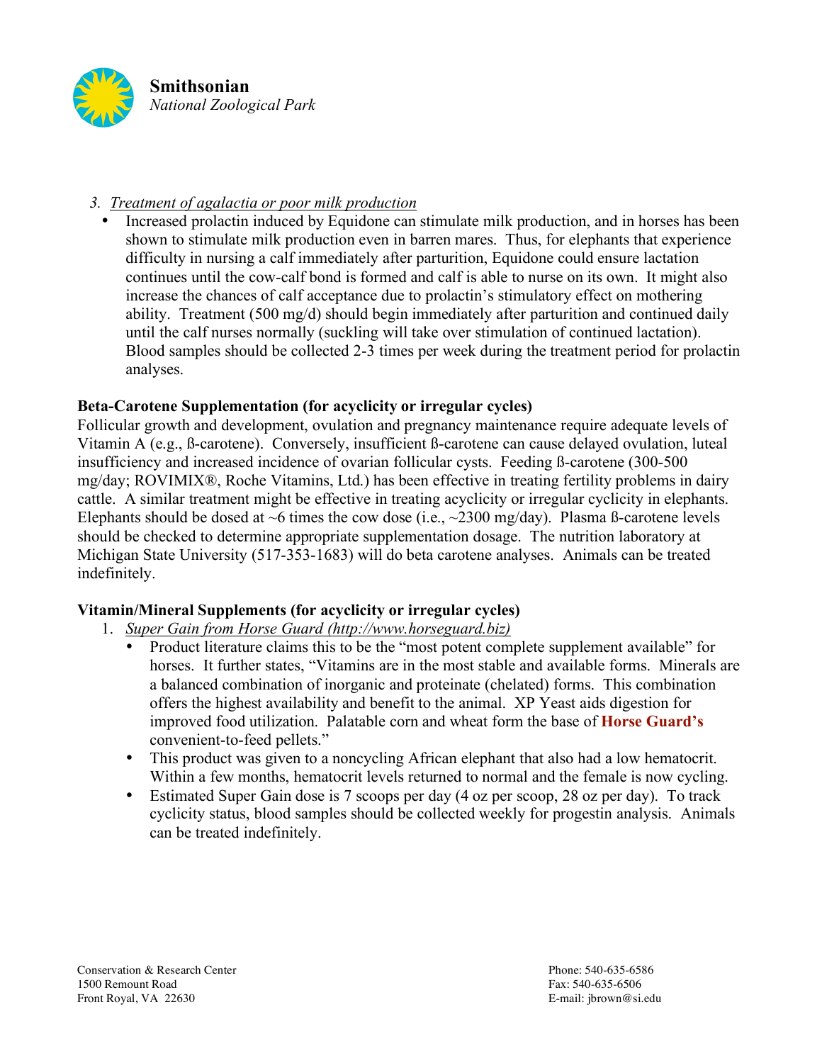3. *Treatment of agalactia or poor milk production*
   - Increased prolactin induced by Equidone can stimulate milk production, and in horses has been shown to stimulate milk production even in barren mares. Thus, for elephants that experience difficulty in nursing a calf immediately after parturition, Equidone could ensure lactation continues until the cow-calf bond is formed and calf is able to nurse on its own. It might also increase the chances of calf acceptance due to prolactin's stimulatory effect on mothering ability. Treatment (500 mg/d) should begin immediately after parturition and continued daily until the calf nurses normally (suckling will take over stimulation of continued lactation). Blood samples should be collected 2-3 times per week during the treatment period for prolactin analyses.

**Beta-Carotene Supplementation (for acyclicity or irregular cycles)**

Follicular growth and development, ovulation and pregnancy maintenance require adequate levels of Vitamin A (e.g., ß-carotene). Conversely, insufficient ß-carotene can cause delayed ovulation, luteal insufficiency and increased incidence of ovarian follicular cysts. Feeding ß-carotene (300-500 mg/day; ROVIMIX®, Roche Vitamins, Ltd.) has been effective in treating fertility problems in dairy cattle. A similar treatment might be effective in treating acyclicity or irregular cyclicity in elephants. Elephants should be dosed at ~6 times the cow dose (i.e., ~2300 mg/day). Plasma ß-carotene levels should be checked to determine appropriate supplementation dosage. The nutrition laboratory at Michigan State University (517-353-1683) will do beta carotene analyses. Animals can be treated indefinitely.

**Vitamin/Mineral Supplements (for acyclicity or irregular cycles)**

1. *Super Gain from Horse Guard (http://www.horseguard.biz)*
   - Product literature claims this to be the "most potent complete supplement available" for horses. It further states, "Vitamins are in the most stable and available forms. Minerals are a balanced combination of inorganic and proteinate (chelated) forms. This combination offers the highest availability and benefit to the animal. XP Yeast aids digestion for improved food utilization. Palatable corn and wheat form the base of **Horse Guard's** convenient-to-feed pellets."
   - This product was given to a noncycling African elephant that also had a low hematocrit. Within a few months, hematocrit levels returned to normal and the female is now cycling.
   - Estimated Super Gain dose is 7 scoops per day (4 oz per scoop, 28 oz per day). To track cyclicity status, blood samples should be collected weekly for progestin analysis. Animals can be treated indefinitely.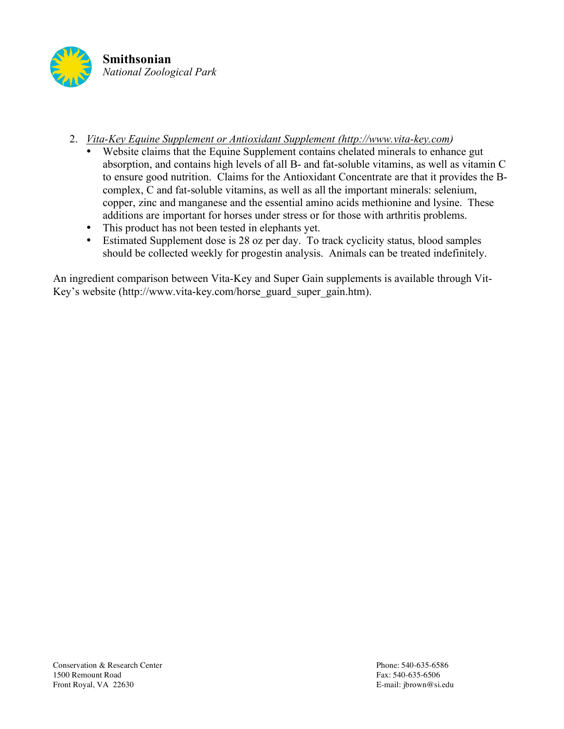2. *Vita-Key Equine Supplement or Antioxidant Supplement (http://www.vita-key.com)*
   - Website claims that the Equine Supplement contains chelated minerals to enhance gut absorption, and contains high levels of all B- and fat-soluble vitamins, as well as vitamin C to ensure good nutrition. Claims for the Antioxidant Concentrate are that it provides the B-complex, C and fat-soluble vitamins, as well as all the important minerals: selenium, copper, zinc and manganese and the essential amino acids methionine and lysine. These additions are important for horses under stress or for those with arthritis problems.
   - This product has not been tested in elephants yet.
   - Estimated Supplement dose is 28 oz per day. To track cyclicity status, blood samples should be collected weekly for progestin analysis. Animals can be treated indefinitely.

An ingredient comparison between Vita-Key and Super Gain supplements is available through Vit-Key's website (http://www.vita-key.com/horse_guard_super_gain.htm).